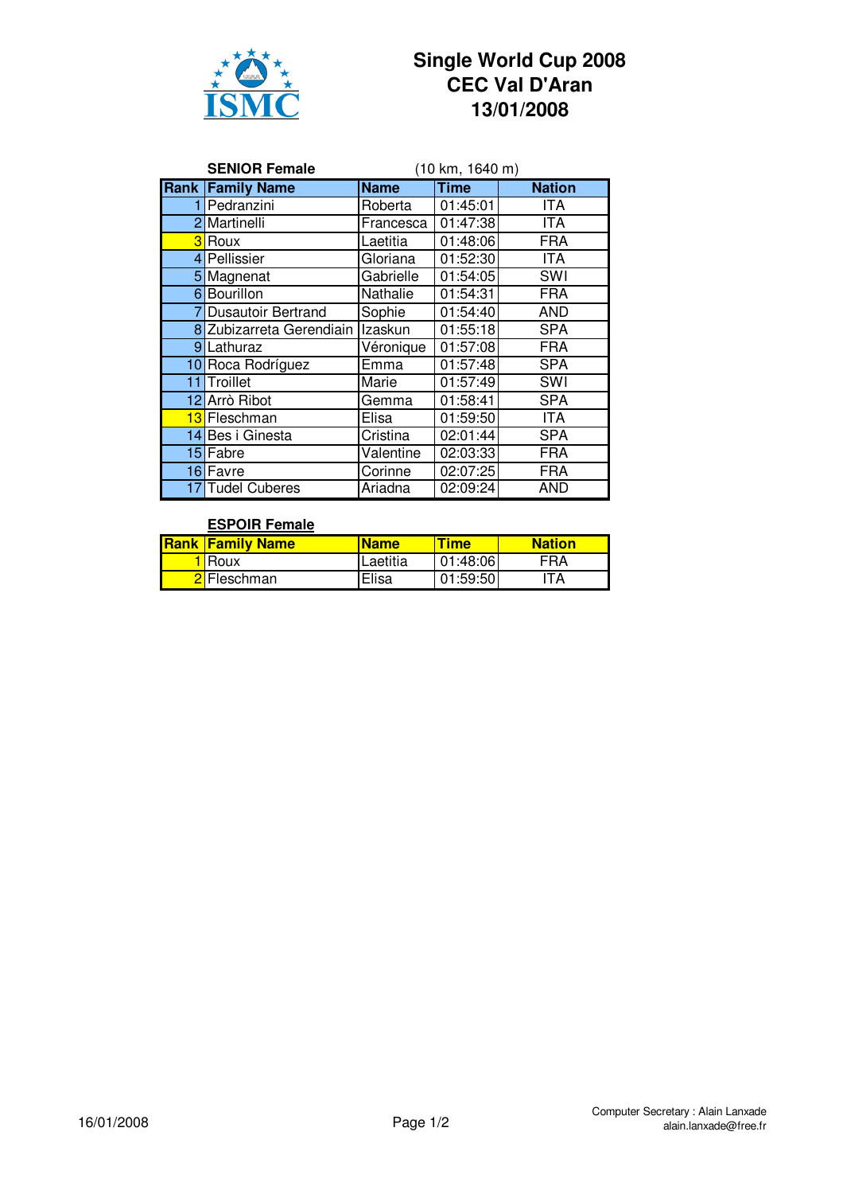# Single World Cup 2008
# CEC Val D'Aran
# 13/01/2008

**SENIOR Female** (10 km, 1640 m)

| Rank | Family Name | Name | Time | Nation |
|---|---|---|---|---|
| 1 | Pedranzini | Roberta | 01:45:01 | ITA |
| 2 | Martinelli | Francesca | 01:47:38 | ITA |
| 3 | Roux | Laetitia | 01:48:06 | FRA |
| 4 | Pellissier | Gloriana | 01:52:30 | ITA |
| 5 | Magnenat | Gabrielle | 01:54:05 | SWI |
| 6 | Bourillon | Nathalie | 01:54:31 | FRA |
| 7 | Dusautoir Bertrand | Sophie | 01:54:40 | AND |
| 8 | Zubizarreta Gerendiain | Izaskun | 01:55:18 | SPA |
| 9 | Lathuraz | Véronique | 01:57:08 | FRA |
| 10 | Roca Rodríguez | Emma | 01:57:48 | SPA |
| 11 | Troillet | Marie | 01:57:49 | SWI |
| 12 | Arrò Ribot | Gemma | 01:58:41 | SPA |
| 13 | Fleschman | Elisa | 01:59:50 | ITA |
| 14 | Bes i Ginesta | Cristina | 02:01:44 | SPA |
| 15 | Fabre | Valentine | 02:03:33 | FRA |
| 16 | Favre | Corinne | 02:07:25 | FRA |
| 17 | Tudel Cuberes | Ariadna | 02:09:24 | AND |

**ESPOIR Female**

| Rank | Family Name | Name | Time | Nation |
|---|---|---|---|---|
| 1 | Roux | Laetitia | 01:48:06 | FRA |
| 2 | Fleschman | Elisa | 01:59:50 | ITA |

16/01/2008

Computer Secretary : Alain Lanxade
alain.lanxade@free.fr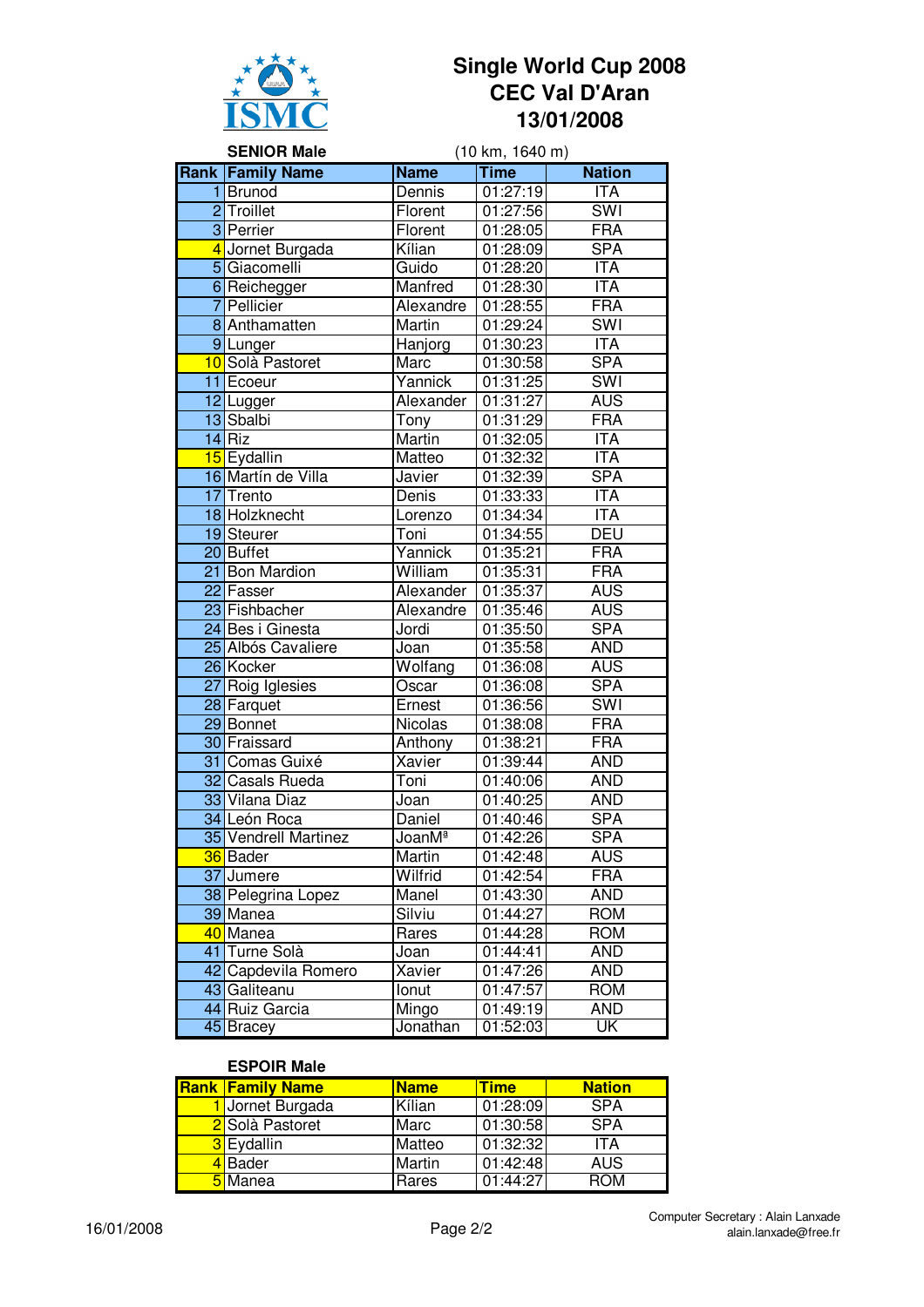# Single World Cup 2008
# CEC Val D'Aran
# 13/01/2008

**SENIOR Male** (10 km, 1640 m)

| Rank | Family Name | Name | Time | Nation |
|---|---|---|---|---|
| 1 | Brunod | Dennis | 01:27:19 | ITA |
| 2 | Troillet | Florent | 01:27:56 | SWI |
| 3 | Perrier | Florent | 01:28:05 | FRA |
| 4 | Jornet Burgada | Kílian | 01:28:09 | SPA |
| 5 | Giacomelli | Guido | 01:28:20 | ITA |
| 6 | Reichegger | Manfred | 01:28:30 | ITA |
| 7 | Pellicier | Alexandre | 01:28:55 | FRA |
| 8 | Anthamatten | Martin | 01:29:24 | SWI |
| 9 | Lunger | Hanjorg | 01:30:23 | ITA |
| 10 | Solà Pastoret | Marc | 01:30:58 | SPA |
| 11 | Ecoeur | Yannick | 01:31:25 | SWI |
| 12 | Lugger | Alexander | 01:31:27 | AUS |
| 13 | Sbalbi | Tony | 01:31:29 | FRA |
| 14 | Riz | Martin | 01:32:05 | ITA |
| 15 | Eydallin | Matteo | 01:32:32 | ITA |
| 16 | Martín de Villa | Javier | 01:32:39 | SPA |
| 17 | Trento | Denis | 01:33:33 | ITA |
| 18 | Holzknecht | Lorenzo | 01:34:34 | ITA |
| 19 | Steurer | Toni | 01:34:55 | DEU |
| 20 | Buffet | Yannick | 01:35:21 | FRA |
| 21 | Bon Mardion | William | 01:35:31 | FRA |
| 22 | Fasser | Alexander | 01:35:37 | AUS |
| 23 | Fishbacher | Alexandre | 01:35:46 | AUS |
| 24 | Bes i Ginesta | Jordi | 01:35:50 | SPA |
| 25 | Albós Cavaliere | Joan | 01:35:58 | AND |
| 26 | Kocker | Wolfang | 01:36:08 | AUS |
| 27 | Roig Iglesies | Oscar | 01:36:08 | SPA |
| 28 | Farquet | Ernest | 01:36:56 | SWI |
| 29 | Bonnet | Nicolas | 01:38:08 | FRA |
| 30 | Fraissard | Anthony | 01:38:21 | FRA |
| 31 | Comas Guixé | Xavier | 01:39:44 | AND |
| 32 | Casals Rueda | Toni | 01:40:06 | AND |
| 33 | Vilana Diaz | Joan | 01:40:25 | AND |
| 34 | León Roca | Daniel | 01:40:46 | SPA |
| 35 | Vendrell Martinez | JoanMª | 01:42:26 | SPA |
| 36 | Bader | Martin | 01:42:48 | AUS |
| 37 | Jumere | Wilfrid | 01:42:54 | FRA |
| 38 | Pelegrina Lopez | Manel | 01:43:30 | AND |
| 39 | Manea | Silviu | 01:44:27 | ROM |
| 40 | Manea | Rares | 01:44:28 | ROM |
| 41 | Turne Solà | Joan | 01:44:41 | AND |
| 42 | Capdevila Romero | Xavier | 01:47:26 | AND |
| 43 | Galiteanu | Ionut | 01:47:57 | ROM |
| 44 | Ruiz Garcia | Mingo | 01:49:19 | AND |
| 45 | Bracey | Jonathan | 01:52:03 | UK |

**ESPOIR Male**

| Rank | Family Name | Name | Time | Nation |
|---|---|---|---|---|
| 1 | Jornet Burgada | Kílian | 01:28:09 | SPA |
| 2 | Solà Pastoret | Marc | 01:30:58 | SPA |
| 3 | Eydallin | Matteo | 01:32:32 | ITA |
| 4 | Bader | Martin | 01:42:48 | AUS |
| 5 | Manea | Rares | 01:44:27 | ROM |

16/01/2008

Computer Secretary : Alain Lanxade
alain.lanxade@free.fr